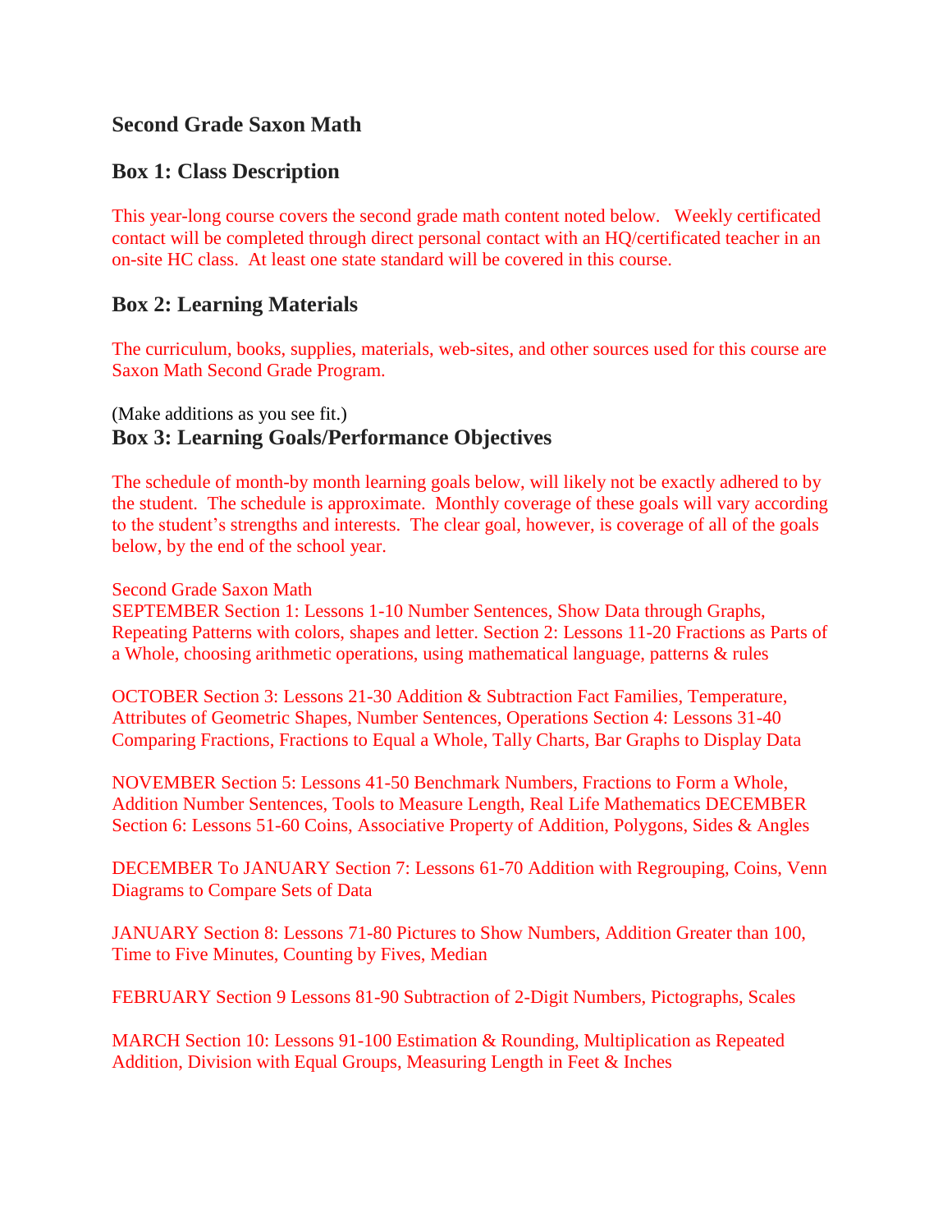### Second Grade Saxon Math

### Box 1: Class Description

This year-long course covers the second grade math content noted below. Weekly certificated contact will be completed through direct personal contact with an HQ/certificated teacher in an on-site HC class. At least one state standard will be covered in this course.

### Box 2: Learning Materials

The curriculum, books, supplies, materials, web-sites, and other sources used for this course are Saxon Math Second Grade Program.

(Make additions as you see fit.)

### Box 3: Learning Goals/Performance Objectives

The schedule of month-by month learning goals below, will likely not be exactly adhered to by the student. The schedule is approximate. Monthly coverage of these goals will vary according to the student's strengths and interests. The clear goal, however, is coverage of all of the goals below, by the end of the school year.

Second Grade Saxon Math
SEPTEMBER Section 1: Lessons 1-10 Number Sentences, Show Data through Graphs, Repeating Patterns with colors, shapes and letter. Section 2: Lessons 11-20 Fractions as Parts of a Whole, choosing arithmetic operations, using mathematical language, patterns & rules

OCTOBER Section 3: Lessons 21-30 Addition & Subtraction Fact Families, Temperature, Attributes of Geometric Shapes, Number Sentences, Operations Section 4: Lessons 31-40 Comparing Fractions, Fractions to Equal a Whole, Tally Charts, Bar Graphs to Display Data

NOVEMBER Section 5: Lessons 41-50 Benchmark Numbers, Fractions to Form a Whole, Addition Number Sentences, Tools to Measure Length, Real Life Mathematics DECEMBER Section 6: Lessons 51-60 Coins, Associative Property of Addition, Polygons, Sides & Angles

DECEMBER To JANUARY Section 7: Lessons 61-70 Addition with Regrouping, Coins, Venn Diagrams to Compare Sets of Data

JANUARY Section 8: Lessons 71-80 Pictures to Show Numbers, Addition Greater than 100, Time to Five Minutes, Counting by Fives, Median

FEBRUARY Section 9 Lessons 81-90 Subtraction of 2-Digit Numbers, Pictographs, Scales

MARCH Section 10: Lessons 91-100 Estimation & Rounding, Multiplication as Repeated Addition, Division with Equal Groups, Measuring Length in Feet & Inches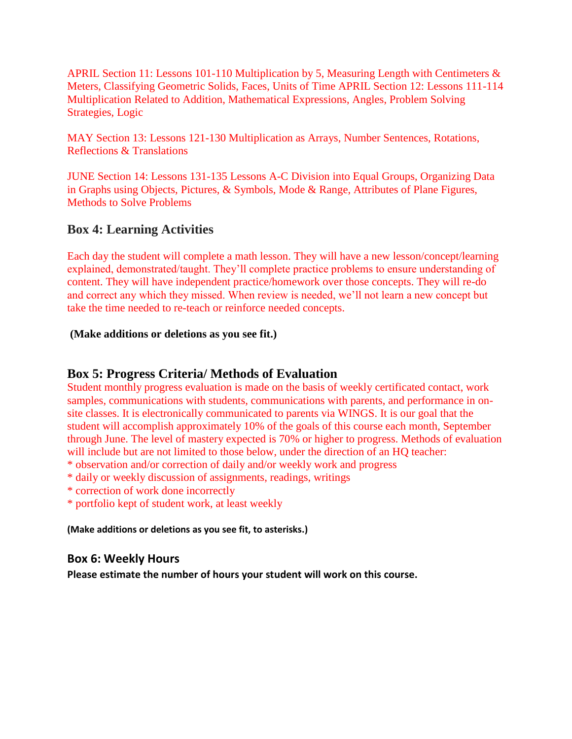APRIL Section 11: Lessons 101-110 Multiplication by 5, Measuring Length with Centimeters & Meters, Classifying Geometric Solids, Faces, Units of Time APRIL Section 12: Lessons 111-114 Multiplication Related to Addition, Mathematical Expressions, Angles, Problem Solving Strategies, Logic

MAY Section 13: Lessons 121-130 Multiplication as Arrays, Number Sentences, Rotations, Reflections & Translations

JUNE Section 14: Lessons 131-135 Lessons A-C Division into Equal Groups, Organizing Data in Graphs using Objects, Pictures, & Symbols, Mode & Range, Attributes of Plane Figures, Methods to Solve Problems

## Box 4: Learning Activities

Each day the student will complete a math lesson. They will have a new lesson/concept/learning explained, demonstrated/taught. They'll complete practice problems to ensure understanding of content. They will have independent practice/homework over those concepts. They will re-do and correct any which they missed. When review is needed, we'll not learn a new concept but take the time needed to re-teach or reinforce needed concepts.

**(Make additions or deletions as you see fit.)**

## Box 5: Progress Criteria/ Methods of Evaluation

Student monthly progress evaluation is made on the basis of weekly certificated contact, work samples, communications with students, communications with parents, and performance in on-site classes. It is electronically communicated to parents via WINGS. It is our goal that the student will accomplish approximately 10% of the goals of this course each month, September through June. The level of mastery expected is 70% or higher to progress. Methods of evaluation will include but are not limited to those below, under the direction of an HQ teacher:

* observation and/or correction of daily and/or weekly work and progress
* daily or weekly discussion of assignments, readings, writings
* correction of work done incorrectly
* portfolio kept of student work, at least weekly

**(Make additions or deletions as you see fit, to asterisks.)**

## Box 6: Weekly Hours

**Please estimate the number of hours your student will work on this course.**